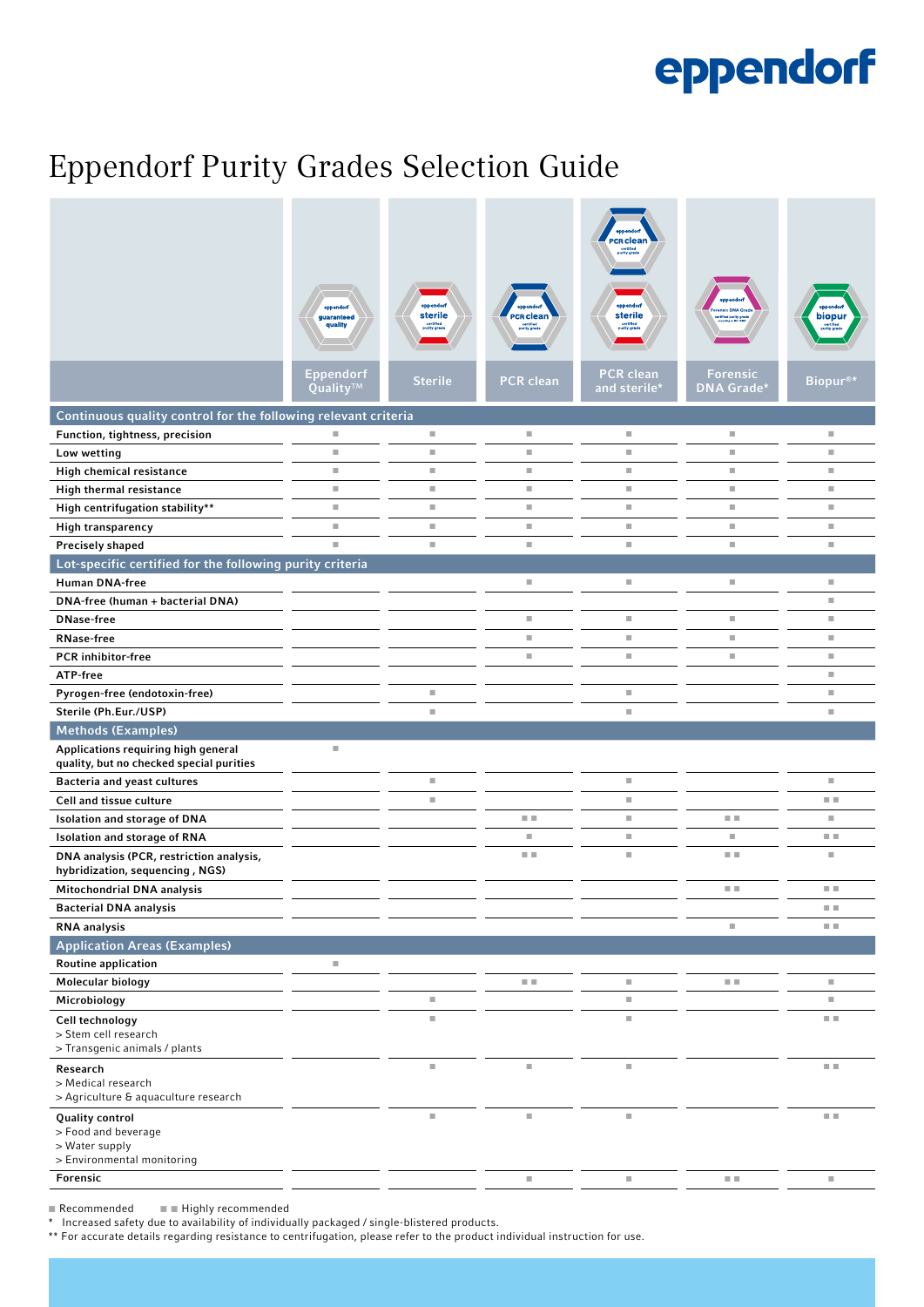# Eppendorf Purity Grades Selection Guide

| | Eppendorf Quality™ | Sterile | PCR clean | PCR clean and sterile* | Forensic DNA Grade* | Biopur®* |
|---|---|---|---|---|---|---|
| **Continuous quality control for the following relevant criteria** | | | | | | |
| Function, tightness, precision | ■ | ■ | ■ | ■ | ■ | ■ |
| Low wetting | ■ | ■ | ■ | ■ | ■ | ■ |
| High chemical resistance | ■ | ■ | ■ | ■ | ■ | ■ |
| High thermal resistance | ■ | ■ | ■ | ■ | ■ | ■ |
| High centrifugation stability** | ■ | ■ | ■ | ■ | ■ | ■ |
| High transparency | ■ | ■ | ■ | ■ | ■ | ■ |
| Precisely shaped | ■ | ■ | ■ | ■ | ■ | ■ |
| **Lot-specific certified for the following purity criteria** | | | | | | |
| Human DNA-free | | | ■ | ■ | ■ | ■ |
| DNA-free (human + bacterial DNA) | | | | | | ■ |
| DNase-free | | | ■ | ■ | ■ | ■ |
| RNase-free | | | ■ | ■ | ■ | ■ |
| PCR inhibitor-free | | | ■ | ■ | ■ | ■ |
| ATP-free | | | | | | ■ |
| Pyrogen-free (endotoxin-free) | | ■ | | ■ | | ■ |
| Sterile (Ph.Eur./USP) | | ■ | | ■ | | ■ |
| **Methods (Examples)** | | | | | | |
| Applications requiring high general quality, but no checked special purities | ■ | | | | | |
| Bacteria and yeast cultures | | ■ | | ■ | | ■ |
| Cell and tissue culture | | ■ | | ■ | | ■ ■ |
| Isolation and storage of DNA | | | ■ ■ | ■ | ■ ■ | ■ |
| Isolation and storage of RNA | | | ■ | ■ | ■ | ■ ■ |
| DNA analysis (PCR, restriction analysis, hybridization, sequencing , NGS) | | | ■ ■ | ■ | ■ ■ | ■ |
| Mitochondrial DNA analysis | | | | | ■ ■ | ■ ■ |
| Bacterial DNA analysis | | | | | | ■ ■ |
| RNA analysis | | | | | ■ | ■ ■ |
| **Application Areas (Examples)** | | | | | | |
| Routine application | ■ | | | | | |
| Molecular biology | | | ■ ■ | ■ | ■ ■ | ■ |
| Microbiology | | ■ | | ■ | | ■ |
| Cell technology<br>> Stem cell research<br>> Transgenic animals / plants | | ■ | | ■ | | ■ ■ |
| Research<br>> Medical research<br>> Agriculture & aquaculture research | | ■ | ■ | ■ | | ■ ■ |
| Quality control<br>> Food and beverage<br>> Water supply<br>> Environmental monitoring | | ■ | ■ | ■ | | ■ ■ |
| Forensic | | | ■ | ■ | ■ ■ | ■ |

■ Recommended ■ ■ Highly recommended

\* Increased safety due to availability of individually packaged / single-blistered products.

** For accurate details regarding resistance to centrifugation, please refer to the product individual instruction for use.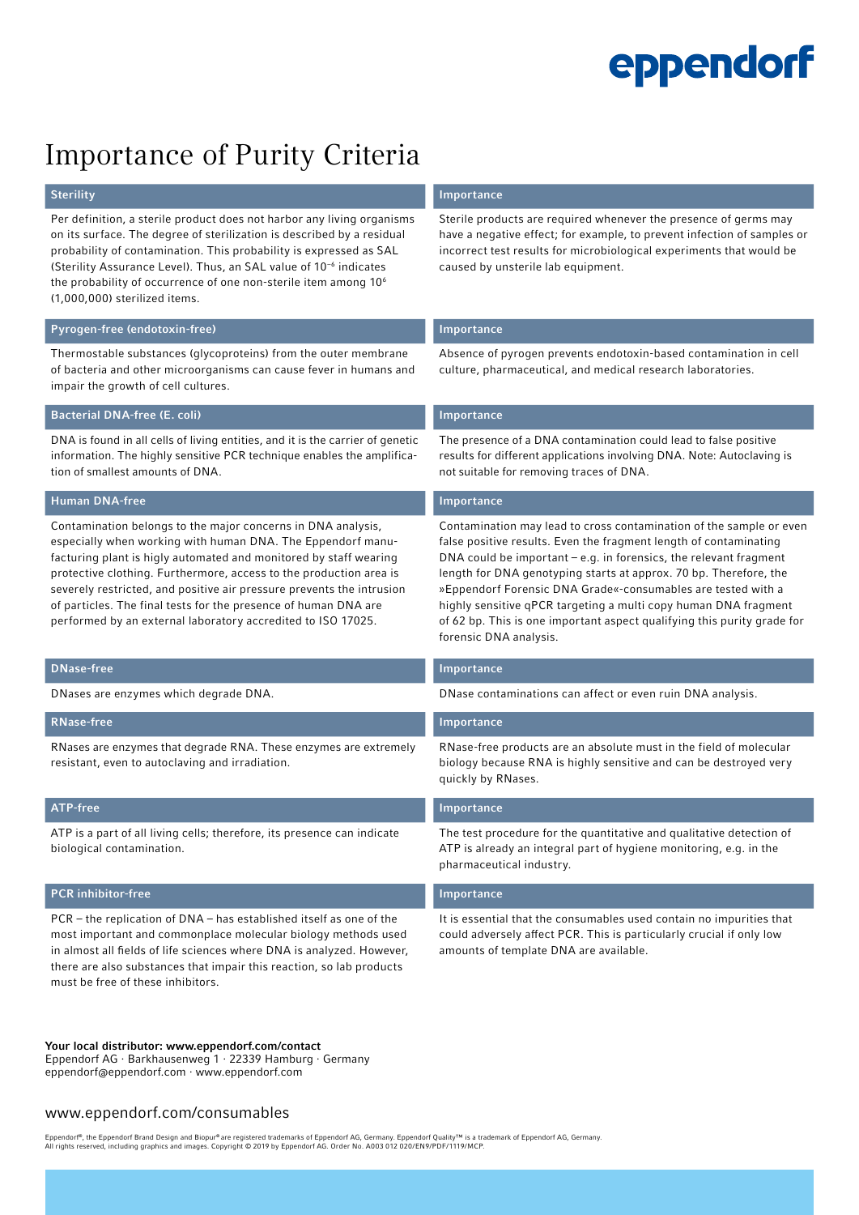# Importance of Purity Criteria

| Sterility | Importance |
|---|---|
| Per definition, a sterile product does not harbor any living organisms on its surface. The degree of sterilization is described by a residual probability of contamination. This probability is expressed as SAL (Sterility Assurance Level). Thus, an SAL value of $10^{-6}$ indicates the probability of occurrence of one non-sterile item among $10^6$ (1,000,000) sterilized items. | Sterile products are required whenever the presence of germs may have a negative effect; for example, to prevent infection of samples or incorrect test results for microbiological experiments that would be caused by unsterile lab equipment. |

| Pyrogen-free (endotoxin-free) | Importance |
|---|---|
| Thermostable substances (glycoproteins) from the outer membrane of bacteria and other microorganisms can cause fever in humans and impair the growth of cell cultures. | Absence of pyrogen prevents endotoxin-based contamination in cell culture, pharmaceutical, and medical research laboratories. |

| Bacterial DNA-free (E. coli) | Importance |
|---|---|
| DNA is found in all cells of living entities, and it is the carrier of genetic information. The highly sensitive PCR technique enables the amplification of smallest amounts of DNA. | The presence of a DNA contamination could lead to false positive results for different applications involving DNA. Note: Autoclaving is not suitable for removing traces of DNA. |

| Human DNA-free | Importance |
|---|---|
| Contamination belongs to the major concerns in DNA analysis, especially when working with human DNA. The Eppendorf manufacturing plant is higly automated and monitored by staff wearing protective clothing. Furthermore, access to the production area is severely restricted, and positive air pressure prevents the intrusion of particles. The final tests for the presence of human DNA are performed by an external laboratory accredited to ISO 17025. | Contamination may lead to cross contamination of the sample or even false positive results. Even the fragment length of contaminating DNA could be important – e.g. in forensics, the relevant fragment length for DNA genotyping starts at approx. 70 bp. Therefore, the »Eppendorf Forensic DNA Grade«-consumables are tested with a highly sensitive qPCR targeting a multi copy human DNA fragment of 62 bp. This is one important aspect qualifying this purity grade for forensic DNA analysis. |

| DNase-free | Importance |
|---|---|
| DNases are enzymes which degrade DNA. | DNase contaminations can affect or even ruin DNA analysis. |

| RNase-free | Importance |
|---|---|
| RNases are enzymes that degrade RNA. These enzymes are extremely resistant, even to autoclaving and irradiation. | RNase-free products are an absolute must in the field of molecular biology because RNA is highly sensitive and can be destroyed very quickly by RNases. |

| ATP-free | Importance |
|---|---|
| ATP is a part of all living cells; therefore, its presence can indicate biological contamination. | The test procedure for the quantitative and qualitative detection of ATP is already an integral part of hygiene monitoring, e.g. in the pharmaceutical industry. |

| PCR inhibitor-free | Importance |
|---|---|
| PCR – the replication of DNA – has established itself as one of the most important and commonplace molecular biology methods used in almost all fields of life sciences where DNA is analyzed. However, there are also substances that impair this reaction, so lab products must be free of these inhibitors. | It is essential that the consumables used contain no impurities that could adversely affect PCR. This is particularly crucial if only low amounts of template DNA are available. |

**Your local distributor: www.eppendorf.com/contact**
Eppendorf AG · Barkhausenweg 1 · 22339 Hamburg · Germany
eppendorf@eppendorf.com · www.eppendorf.com

www.eppendorf.com/consumables

Eppendorf®, the Eppendorf Brand Design and Biopur® are registered trademarks of Eppendorf AG, Germany. Eppendorf Quality™ is a trademark of Eppendorf AG, Germany.
All rights reserved, including graphics and images. Copyright © 2019 by Eppendorf AG. Order No. A003 012 020/EN9/PDF/1119/MCP.